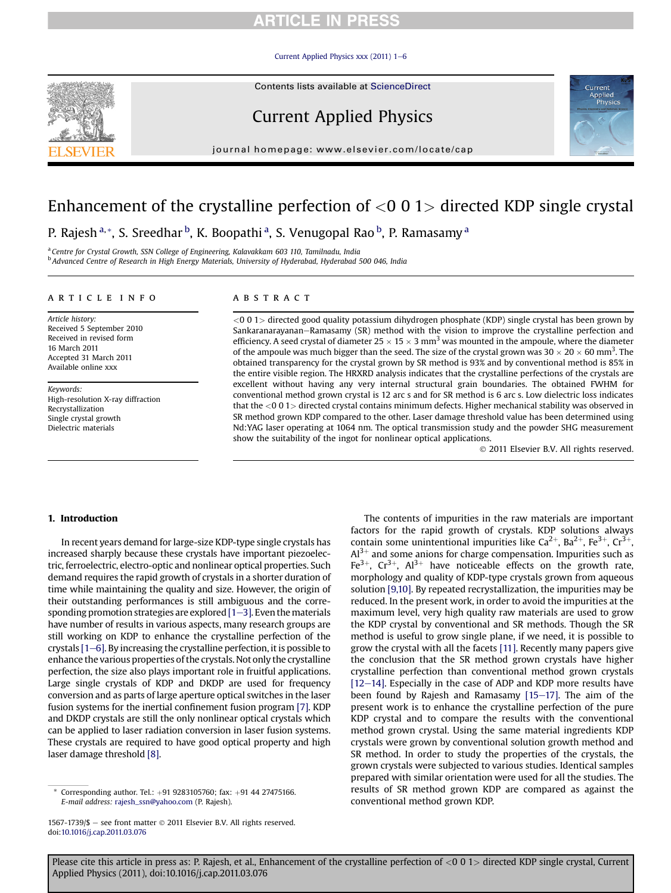# Enhancement of the crystalline perfection of <0 0 1> directed KDP single crystal

P. Rajesh [a,*], S. Sreedhar [b], K. Boopathi [a], S. Venugopal Rao [b], P. Ramasamy [a]

[a] Centre for Crystal Growth, SSN College of Engineering, Kalavakkam 603 110, Tamilnadu, India
[b] Advanced Centre of Research in High Energy Materials, University of Hyderabad, Hyderabad 500 046, India

## ARTICLE INFO

*Article history:*
Received 5 September 2010
Received in revised form 16 March 2011
Accepted 31 March 2011
Available online xxx

*Keywords:*
High-resolution X-ray diffraction
Recrystallization
Single crystal growth
Dielectric materials

## ABSTRACT

<0 0 1> directed good quality potassium dihydrogen phosphate (KDP) single crystal has been grown by Sankaranarayanan–Ramasamy (SR) method with the vision to improve the crystalline perfection and efficiency. A seed crystal of diameter $25 \times 15 \times 3$ mm$^3$ was mounted in the ampoule, where the diameter of the ampoule was much bigger than the seed. The size of the crystal grown was $30 \times 20 \times 60$ mm$^3$. The obtained transparency for the crystal grown by SR method is 93% and by conventional method is 85% in the entire visible region. The HRXRD analysis indicates that the crystalline perfections of the crystals are excellent without having any very internal structural grain boundaries. The obtained FWHM for conventional method grown crystal is 12 arc s and for SR method is 6 arc s. Low dielectric loss indicates that the <0 0 1> directed crystal contains minimum defects. Higher mechanical stability was observed in SR method grown KDP compared to the other. Laser damage threshold value has been determined using Nd:YAG laser operating at 1064 nm. The optical transmission study and the powder SHG measurement show the suitability of the ingot for nonlinear optical applications.

© 2011 Elsevier B.V. All rights reserved.

## 1. Introduction

In recent years demand for large-size KDP-type single crystals has increased sharply because these crystals have important piezoelectric, ferroelectric, electro-optic and nonlinear optical properties. Such demand requires the rapid growth of crystals in a shorter duration of time while maintaining the quality and size. However, the origin of their outstanding performances is still ambiguous and the corresponding promotion strategies are explored [1–3]. Even the materials have number of results in various aspects, many research groups are still working on KDP to enhance the crystalline perfection of the crystals [1–6]. By increasing the crystalline perfection, it is possible to enhance the various properties of the crystals. Not only the crystalline perfection, the size also plays important role in fruitful applications. Large single crystals of KDP and DKDP are used for frequency conversion and as parts of large aperture optical switches in the laser fusion systems for the inertial confinement fusion program [7]. KDP and DKDP crystals are still the only nonlinear optical crystals which can be applied to laser radiation conversion in laser fusion systems. These crystals are required to have good optical property and high laser damage threshold [8].

The contents of impurities in the raw materials are important factors for the rapid growth of crystals. KDP solutions always contain some unintentional impurities like $Ca^{2+}$, $Ba^{2+}$, $Fe^{3+}$, $Cr^{3+}$, $Al^{3+}$ and some anions for charge compensation. Impurities such as $Fe^{3+}$, $Cr^{3+}$, $Al^{3+}$ have noticeable effects on the growth rate, morphology and quality of KDP-type crystals grown from aqueous solution [9,10]. By repeated recrystallization, the impurities may be reduced. In the present work, in order to avoid the impurities at the maximum level, very high quality raw materials are used to grow the KDP crystal by conventional and SR methods. Though the SR method is useful to grow single plane, if we need, it is possible to grow the crystal with all the facets [11]. Recently many papers give the conclusion that the SR method grown crystals have higher crystalline perfection than conventional method grown crystals [12–14]. Especially in the case of ADP and KDP more results have been found by Rajesh and Ramasamy [15–17]. The aim of the present work is to enhance the crystalline perfection of the pure KDP crystal and to compare the results with the conventional method grown crystal. Using the same material ingredients KDP crystals were grown by conventional solution growth method and SR method. In order to study the properties of the crystals, the grown crystals were subjected to various studies. Identical samples prepared with similar orientation were used for all the studies. The results of SR method grown KDP are compared as against the conventional method grown KDP.

* Corresponding author. Tel.: +91 9283105760; fax: +91 44 27475166.
E-mail address: rajesh_ssn@yahoo.com (P. Rajesh).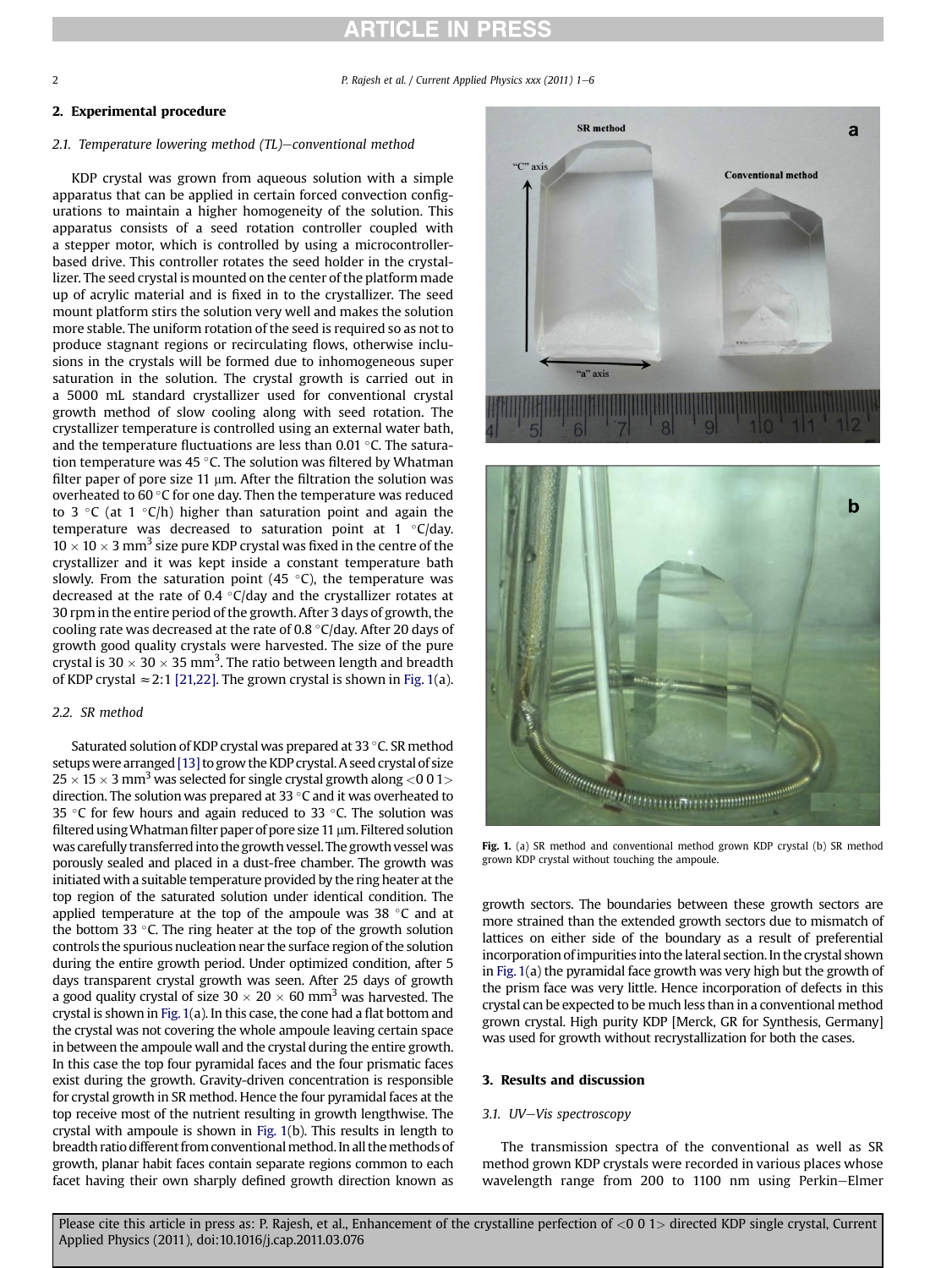## 2. Experimental procedure

### 2.1. Temperature lowering method (TL)—conventional method

KDP crystal was grown from aqueous solution with a simple apparatus that can be applied in certain forced convection configurations to maintain a higher homogeneity of the solution. This apparatus consists of a seed rotation controller coupled with a stepper motor, which is controlled by using a microcontroller-based drive. This controller rotates the seed holder in the crystallizer. The seed crystal is mounted on the center of the platform made up of acrylic material and is fixed in to the crystallizer. The seed mount platform stirs the solution very well and makes the solution more stable. The uniform rotation of the seed is required so as not to produce stagnant regions or recirculating flows, otherwise inclusions in the crystals will be formed due to inhomogeneous super saturation in the solution. The crystal growth is carried out in a 5000 mL standard crystallizer used for conventional crystal growth method of slow cooling along with seed rotation. The crystallizer temperature is controlled using an external water bath, and the temperature fluctuations are less than 0.01 °C. The saturation temperature was 45 °C. The solution was filtered by Whatman filter paper of pore size 11 μm. After the filtration the solution was overheated to 60 °C for one day. Then the temperature was reduced to 3 °C (at 1 °C/h) higher than saturation point and again the temperature was decreased to saturation point at 1 °C/day. $10 \times 10 \times 3$ mm$^3$ size pure KDP crystal was fixed in the centre of the crystallizer and it was kept inside a constant temperature bath slowly. From the saturation point (45 °C), the temperature was decreased at the rate of 0.4 °C/day and the crystallizer rotates at 30 rpm in the entire period of the growth. After 3 days of growth, the cooling rate was decreased at the rate of 0.8 °C/day. After 20 days of growth good quality crystals were harvested. The size of the pure crystal is $30 \times 30 \times 35$ mm$^3$. The ratio between length and breadth of KDP crystal $\approx$2:1 [21,22]. The grown crystal is shown in Fig. 1(a).

### 2.2. SR method

Saturated solution of KDP crystal was prepared at 33 °C. SR method setups were arranged [13] to grow the KDP crystal. A seed crystal of size $25 \times 15 \times 3$ mm$^3$ was selected for single crystal growth along <0 0 1> direction. The solution was prepared at 33 °C and it was overheated to 35 °C for few hours and again reduced to 33 °C. The solution was filtered using Whatman filter paper of pore size 11 μm. Filtered solution was carefully transferred into the growth vessel. The growth vessel was porously sealed and placed in a dust-free chamber. The growth was initiated with a suitable temperature provided by the ring heater at the top region of the saturated solution under identical condition. The applied temperature at the top of the ampoule was 38 °C and at the bottom 33 °C. The ring heater at the top of the growth solution controls the spurious nucleation near the surface region of the solution during the entire growth period. Under optimized condition, after 5 days transparent crystal growth was seen. After 25 days of growth a good quality crystal of size $30 \times 20 \times 60$ mm$^3$ was harvested. The crystal is shown in Fig. 1(a). In this case, the cone had a flat bottom and the crystal was not covering the whole ampoule leaving certain space in between the ampoule wall and the crystal during the entire growth. In this case the top four pyramidal faces and the four prismatic faces exist during the growth. Gravity-driven concentration is responsible for crystal growth in SR method. Hence the four pyramidal faces at the top receive most of the nutrient resulting in growth lengthwise. The crystal with ampoule is shown in Fig. 1(b). This results in length to breadth ratio different from conventional method. In all the methods of growth, planar habit faces contain separate regions common to each facet having their own sharply defined growth direction known as growth sectors. The boundaries between these growth sectors are more strained than the extended growth sectors due to mismatch of lattices on either side of the boundary as a result of preferential incorporation of impurities into the lateral section. In the crystal shown in Fig. 1(a) the pyramidal face growth was very high but the growth of the prism face was very little. Hence incorporation of defects in this crystal can be expected to be much less than in a conventional method grown crystal. High purity KDP [Merck, GR for Synthesis, Germany] was used for growth without recrystallization for both the cases.

Fig. 1. (a) SR method and conventional method grown KDP crystal (b) SR method grown KDP crystal without touching the ampoule.

## 3. Results and discussion

### 3.1. UV–Vis spectroscopy

The transmission spectra of the conventional as well as SR method grown KDP crystals were recorded in various places whose wavelength range from 200 to 1100 nm using Perkin–Elmer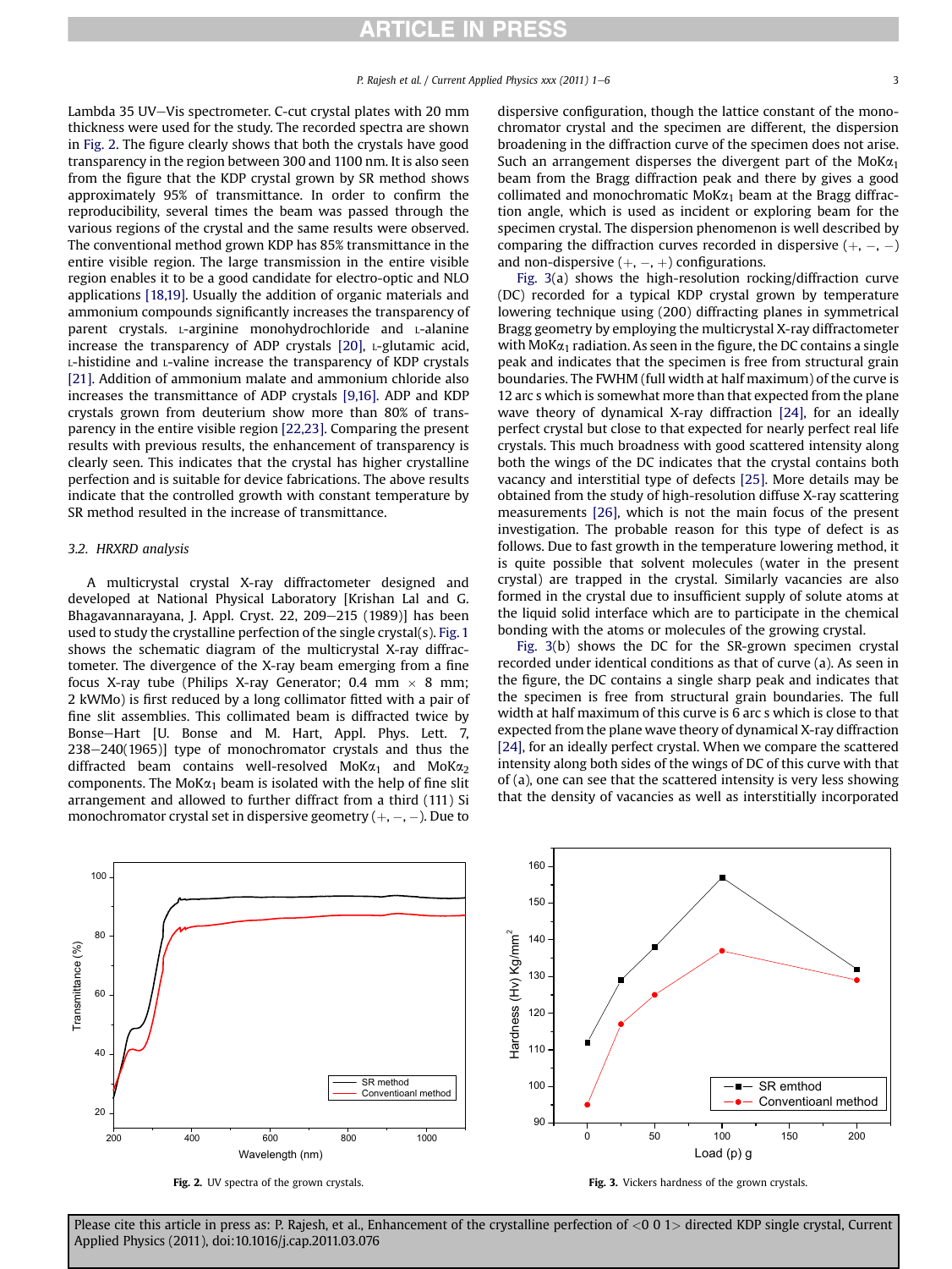Lambda 35 UV–Vis spectrometer. C-cut crystal plates with 20 mm thickness were used for the study. The recorded spectra are shown in Fig. 2. The figure clearly shows that both the crystals have good transparency in the region between 300 and 1100 nm. It is also seen from the figure that the KDP crystal grown by SR method shows approximately 95% of transmittance. In order to confirm the reproducibility, several times the beam was passed through the various regions of the crystal and the same results were observed. The conventional method grown KDP has 85% transmittance in the entire visible region. The large transmission in the entire visible region enables it to be a good candidate for electro-optic and NLO applications [18,19]. Usually the addition of organic materials and ammonium compounds significantly increases the transparency of parent crystals. L-arginine monohydrochloride and L-alanine increase the transparency of ADP crystals [20], L-glutamic acid, L-histidine and L-valine increase the transparency of KDP crystals [21]. Addition of ammonium malate and ammonium chloride also increases the transmittance of ADP crystals [9,16]. ADP and KDP crystals grown from deuterium show more than 80% of transparency in the entire visible region [22,23]. Comparing the present results with previous results, the enhancement of transparency is clearly seen. This indicates that the crystal has higher crystalline perfection and is suitable for device fabrications. The above results indicate that the controlled growth with constant temperature by SR method resulted in the increase of transmittance.

### 3.2. HRXRD analysis

A multicrystal crystal X-ray diffractometer designed and developed at National Physical Laboratory [Krishan Lal and G. Bhagavannarayana, J. Appl. Cryst. 22, 209–215 (1989)] has been used to study the crystalline perfection of the single crystal(s). Fig. 1 shows the schematic diagram of the multicrystal X-ray diffractometer. The divergence of the X-ray beam emerging from a fine focus X-ray tube (Philips X-ray Generator; 0.4 mm × 8 mm; 2 kWMo) is first reduced by a long collimator fitted with a pair of fine slit assemblies. This collimated beam is diffracted twice by Bonse–Hart [U. Bonse and M. Hart, Appl. Phys. Lett. 7, 238–240(1965)] type of monochromator crystals and thus the diffracted beam contains well-resolved $MoK\alpha_1$ and $MoK\alpha_2$ components. The $MoK\alpha_1$ beam is isolated with the help of fine slit arrangement and allowed to further diffract from a third (111) Si monochromator crystal set in dispersive geometry (+, −, −). Due to dispersive configuration, though the lattice constant of the monochromator crystal and the specimen are different, the dispersion broadening in the diffraction curve of the specimen does not arise. Such an arrangement disperses the divergent part of the $MoK\alpha_1$ beam from the Bragg diffraction peak and there by gives a good collimated and monochromatic $MoK\alpha_1$ beam at the Bragg diffraction angle, which is used as incident or exploring beam for the specimen crystal. The dispersion phenomenon is well described by comparing the diffraction curves recorded in dispersive (+, −, −) and non-dispersive (+, −, +) configurations.

Fig. 3(a) shows the high-resolution rocking/diffraction curve (DC) recorded for a typical KDP crystal grown by temperature lowering technique using (200) diffracting planes in symmetrical Bragg geometry by employing the multicrystal X-ray diffractometer with $MoK\alpha_1$ radiation. As seen in the figure, the DC contains a single peak and indicates that the specimen is free from structural grain boundaries. The FWHM (full width at half maximum) of the curve is 12 arc s which is somewhat more than that expected from the plane wave theory of dynamical X-ray diffraction [24], for an ideally perfect crystal but close to that expected for nearly perfect real life crystals. This much broadness with good scattered intensity along both the wings of the DC indicates that the crystal contains both vacancy and interstitial type of defects [25]. More details may be obtained from the study of high-resolution diffuse X-ray scattering measurements [26], which is not the main focus of the present investigation. The probable reason for this type of defect is as follows. Due to fast growth in the temperature lowering method, it is quite possible that solvent molecules (water in the present crystal) are trapped in the crystal. Similarly vacancies are also formed in the crystal due to insufficient supply of solute atoms at the liquid solid interface which are to participate in the chemical bonding with the atoms or molecules of the growing crystal.

Fig. 3(b) shows the DC for the SR-grown specimen crystal recorded under identical conditions as that of curve (a). As seen in the figure, the DC contains a single sharp peak and indicates that the specimen is free from structural grain boundaries. The full width at half maximum of this curve is 6 arc s which is close to that expected from the plane wave theory of dynamical X-ray diffraction [24], for an ideally perfect crystal. When we compare the scattered intensity along both sides of the wings of DC of this curve with that of (a), one can see that the scattered intensity is very less showing that the density of vacancies as well as interstitially incorporated

Fig. 2. UV spectra of the grown crystals.

Fig. 3. Vickers hardness of the grown crystals.

Please cite this article in press as: P. Rajesh, et al., Enhancement of the crystalline perfection of <0 0 1> directed KDP single crystal, Current Applied Physics (2011), doi:10.1016/j.cap.2011.03.076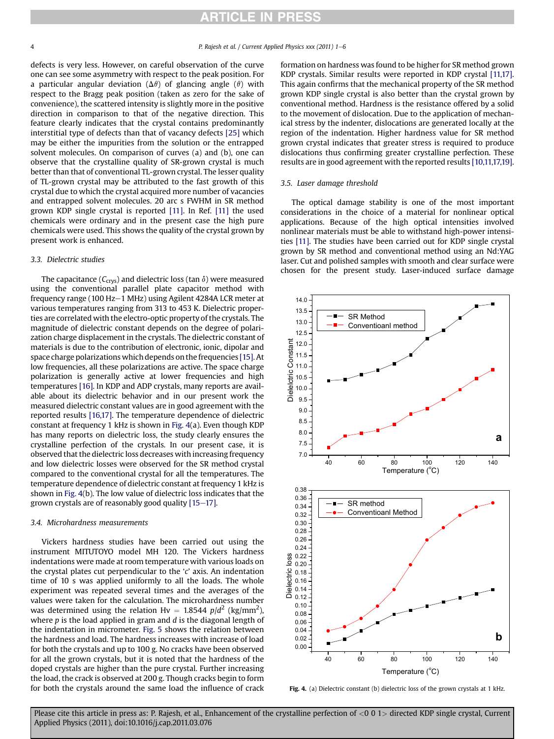defects is very less. However, on careful observation of the curve one can see some asymmetry with respect to the peak position. For a particular angular deviation ($\Delta\theta$) of glancing angle ($\theta$) with respect to the Bragg peak position (taken as zero for the sake of convenience), the scattered intensity is slightly more in the positive direction in comparison to that of the negative direction. This feature clearly indicates that the crystal contains predominantly interstitial type of defects than that of vacancy defects [25] which may be either the impurities from the solution or the entrapped solvent molecules. On comparison of curves (a) and (b), one can observe that the crystalline quality of SR-grown crystal is much better than that of conventional TL-grown crystal. The lesser quality of TL-grown crystal may be attributed to the fast growth of this crystal due to which the crystal acquired more number of vacancies and entrapped solvent molecules. 20 arc s FWHM in SR method grown KDP single crystal is reported [11]. In Ref. [11] the used chemicals were ordinary and in the present case the high pure chemicals were used. This shows the quality of the crystal grown by present work is enhanced.

### 3.3. Dielectric studies

The capacitance ($C_{crys}$) and dielectric loss (tan $\delta$) were measured using the conventional parallel plate capacitor method with frequency range (100 Hz–1 MHz) using Agilent 4284A LCR meter at various temperatures ranging from 313 to 453 K. Dielectric properties are correlated with the electro-optic property of the crystals. The magnitude of dielectric constant depends on the degree of polarization charge displacement in the crystals. The dielectric constant of materials is due to the contribution of electronic, ionic, dipolar and space charge polarizations which depends on the frequencies [15]. At low frequencies, all these polarizations are active. The space charge polarization is generally active at lower frequencies and high temperatures [16]. In KDP and ADP crystals, many reports are available about its dielectric behavior and in our present work the measured dielectric constant values are in good agreement with the reported results [16,17]. The temperature dependence of dielectric constant at frequency 1 kHz is shown in Fig. 4(a). Even though KDP has many reports on dielectric loss, the study clearly ensures the crystalline perfection of the crystals. In our present case, it is observed that the dielectric loss decreases with increasing frequency and low dielectric losses were observed for the SR method crystal compared to the conventional crystal for all the temperatures. The temperature dependence of dielectric constant at frequency 1 kHz is shown in Fig. 4(b). The low value of dielectric loss indicates that the grown crystals are of reasonably good quality [15–17].

### 3.4. Microhardness measurements

Vickers hardness studies have been carried out using the instrument MITUTOYO model MH 120. The Vickers hardness indentations were made at room temperature with various loads on the crystal plates cut perpendicular to the '*c*' axis. An indentation time of 10 s was applied uniformly to all the loads. The whole experiment was repeated several times and the averages of the values were taken for the calculation. The microhardness number was determined using the relation Hv = 1.8544 $p/d^2$ (kg/mm$^2$), where $p$ is the load applied in gram and $d$ is the diagonal length of the indentation in micrometer. Fig. 5 shows the relation between the hardness and load. The hardness increases with increase of load for both the crystals and up to 100 g. No cracks have been observed for all the grown crystals, but it is noted that the hardness of the doped crystals are higher than the pure crystal. Further increasing the load, the crack is observed at 200 g. Though cracks begin to form for both the crystals around the same load the influence of crack formation on hardness was found to be higher for SR method grown KDP crystals. Similar results were reported in KDP crystal [11,17]. This again confirms that the mechanical property of the SR method grown KDP single crystal is also better than the crystal grown by conventional method. Hardness is the resistance offered by a solid to the movement of dislocation. Due to the application of mechanical stress by the indenter, dislocations are generated locally at the region of the indentation. Higher hardness value for SR method grown crystal indicates that greater stress is required to produce dislocations thus confirming greater crystalline perfection. These results are in good agreement with the reported results [10,11,17,19].

### 3.5. Laser damage threshold

The optical damage stability is one of the most important considerations in the choice of a material for nonlinear optical applications. Because of the high optical intensities involved nonlinear materials must be able to withstand high-power intensities [11]. The studies have been carried out for KDP single crystal grown by SR method and conventional method using an Nd:YAG laser. Cut and polished samples with smooth and clear surface were chosen for the present study. Laser-induced surface damage

**Fig. 4.** (a) Dielectric constant (b) dielectric loss of the grown crystals at 1 kHz.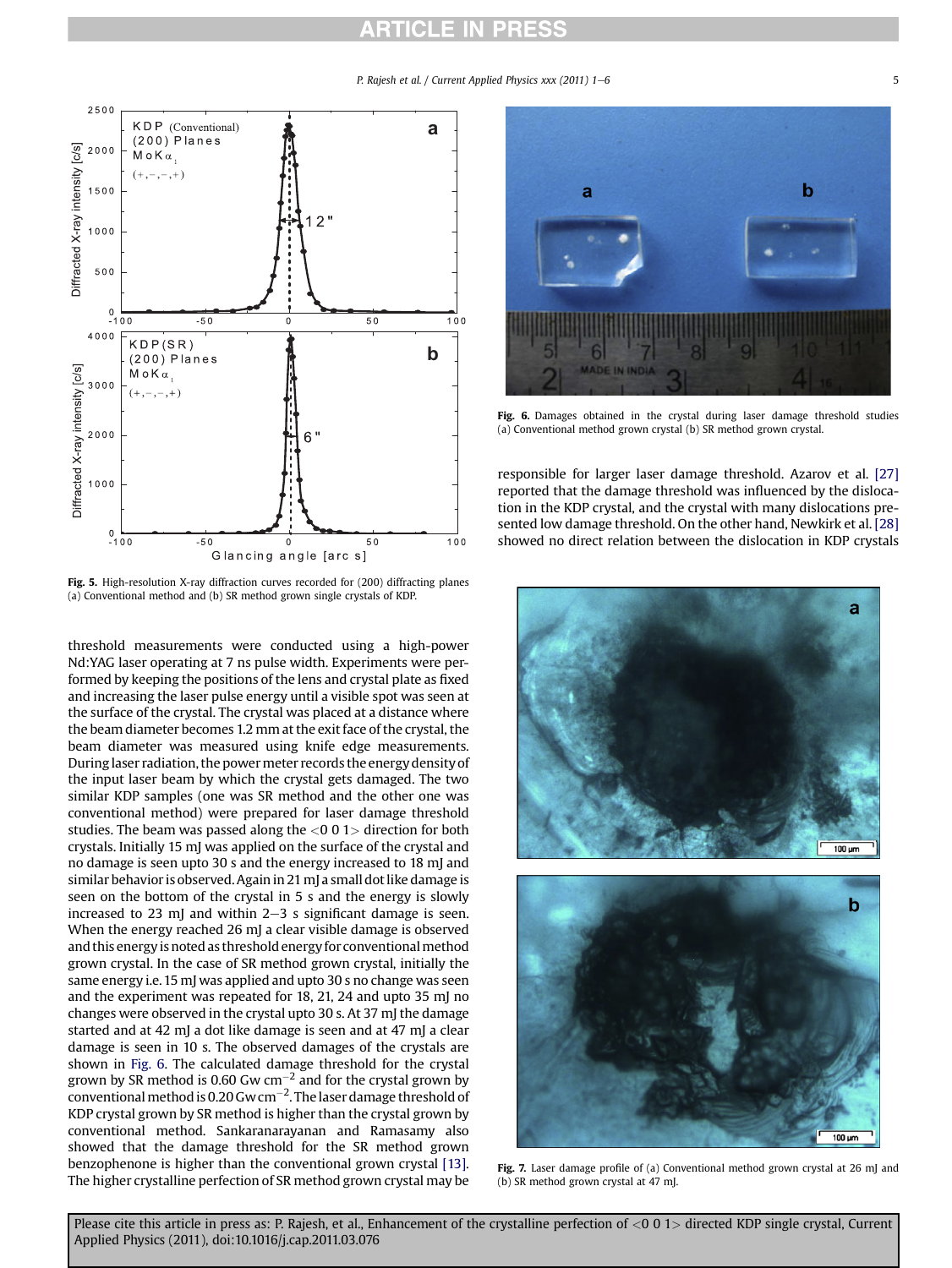Fig. 5. High-resolution X-ray diffraction curves recorded for (200) diffracting planes (a) Conventional method and (b) SR method grown single crystals of KDP.

threshold measurements were conducted using a high-power Nd:YAG laser operating at 7 ns pulse width. Experiments were performed by keeping the positions of the lens and crystal plate as fixed and increasing the laser pulse energy until a visible spot was seen at the surface of the crystal. The crystal was placed at a distance where the beam diameter becomes 1.2 mm at the exit face of the crystal, the beam diameter was measured using knife edge measurements. During laser radiation, the power meter records the energy density of the input laser beam by which the crystal gets damaged. The two similar KDP samples (one was SR method and the other one was conventional method) were prepared for laser damage threshold studies. The beam was passed along the <0 0 1> direction for both crystals. Initially 15 mJ was applied on the surface of the crystal and no damage is seen upto 30 s and the energy increased to 18 mJ and similar behavior is observed. Again in 21 mJ a small dot like damage is seen on the bottom of the crystal in 5 s and the energy is slowly increased to 23 mJ and within 2–3 s significant damage is seen. When the energy reached 26 mJ a clear visible damage is observed and this energy is noted as threshold energy for conventional method grown crystal. In the case of SR method grown crystal, initially the same energy i.e. 15 mJ was applied and upto 30 s no change was seen and the experiment was repeated for 18, 21, 24 and upto 35 mJ no changes were observed in the crystal upto 30 s. At 37 mJ the damage started and at 42 mJ a dot like damage is seen and at 47 mJ a clear damage is seen in 10 s. The observed damages of the crystals are shown in Fig. 6. The calculated damage threshold for the crystal grown by SR method is 0.60 Gw cm$^{-2}$ and for the crystal grown by conventional method is 0.20 Gw cm$^{-2}$. The laser damage threshold of KDP crystal grown by SR method is higher than the crystal grown by conventional method. Sankaranarayanan and Ramasamy also showed that the damage threshold for the SR method grown benzophenone is higher than the conventional grown crystal [13]. The higher crystalline perfection of SR method grown crystal may be responsible for larger laser damage threshold. Azarov et al. [27] reported that the damage threshold was influenced by the dislocation in the KDP crystal, and the crystal with many dislocations presented low damage threshold. On the other hand, Newkirk et al. [28] showed no direct relation between the dislocation in KDP crystals

Fig. 6. Damages obtained in the crystal during laser damage threshold studies (a) Conventional method grown crystal (b) SR method grown crystal.

Fig. 7. Laser damage profile of (a) Conventional method grown crystal at 26 mJ and (b) SR method grown crystal at 47 mJ.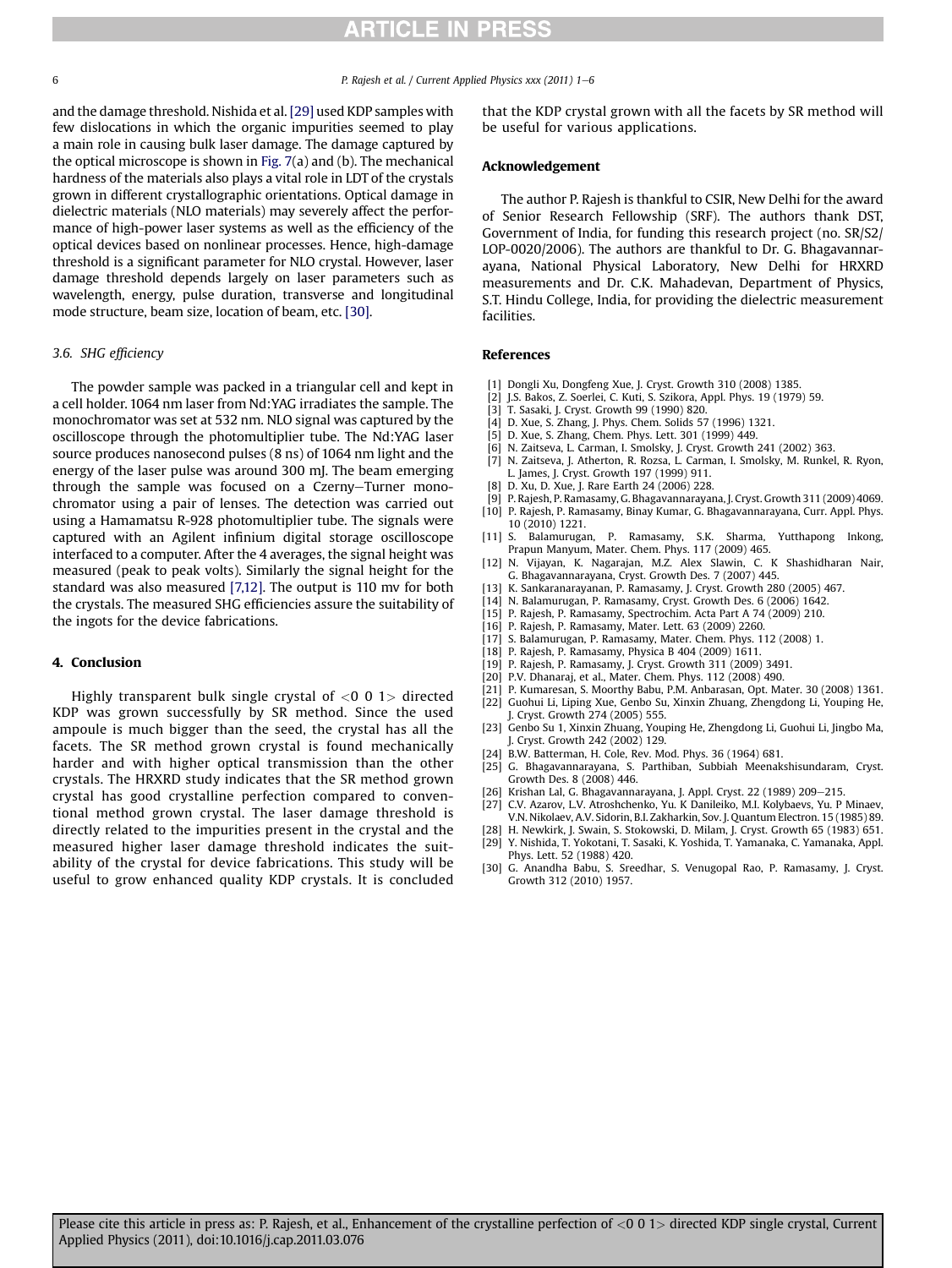and the damage threshold. Nishida et al. [29] used KDP samples with few dislocations in which the organic impurities seemed to play a main role in causing bulk laser damage. The damage captured by the optical microscope is shown in Fig. 7(a) and (b). The mechanical hardness of the materials also plays a vital role in LDT of the crystals grown in different crystallographic orientations. Optical damage in dielectric materials (NLO materials) may severely affect the performance of high-power laser systems as well as the efficiency of the optical devices based on nonlinear processes. Hence, high-damage threshold is a significant parameter for NLO crystal. However, laser damage threshold depends largely on laser parameters such as wavelength, energy, pulse duration, transverse and longitudinal mode structure, beam size, location of beam, etc. [30].

### 3.6. SHG efficiency

The powder sample was packed in a triangular cell and kept in a cell holder. 1064 nm laser from Nd:YAG irradiates the sample. The monochromator was set at 532 nm. NLO signal was captured by the oscilloscope through the photomultiplier tube. The Nd:YAG laser source produces nanosecond pulses (8 ns) of 1064 nm light and the energy of the laser pulse was around 300 mJ. The beam emerging through the sample was focused on a Czerny–Turner monochromator using a pair of lenses. The detection was carried out using a Hamamatsu R-928 photomultiplier tube. The signals were captured with an Agilent infinium digital storage oscilloscope interfaced to a computer. After the 4 averages, the signal height was measured (peak to peak volts). Similarly the signal height for the standard was also measured [7,12]. The output is 110 mv for both the crystals. The measured SHG efficiencies assure the suitability of the ingots for the device fabrications.

## 4. Conclusion

Highly transparent bulk single crystal of <0 0 1> directed KDP was grown successfully by SR method. Since the used ampoule is much bigger than the seed, the crystal has all the facets. The SR method grown crystal is found mechanically harder and with higher optical transmission than the other crystals. The HRXRD study indicates that the SR method grown crystal has good crystalline perfection compared to conventional method grown crystal. The laser damage threshold is directly related to the impurities present in the crystal and the measured higher laser damage threshold indicates the suitability of the crystal for device fabrications. This study will be useful to grow enhanced quality KDP crystals. It is concluded that the KDP crystal grown with all the facets by SR method will be useful for various applications.

## Acknowledgement

The author P. Rajesh is thankful to CSIR, New Delhi for the award of Senior Research Fellowship (SRF). The authors thank DST, Government of India, for funding this research project (no. SR/S2/LOP-0020/2006). The authors are thankful to Dr. G. Bhagavannarayana, National Physical Laboratory, New Delhi for HRXRD measurements and Dr. C.K. Mahadevan, Department of Physics, S.T. Hindu College, India, for providing the dielectric measurement facilities.

## References

[1] Dongli Xu, Dongfeng Xue, J. Cryst. Growth 310 (2008) 1385.
[2] J.S. Bakos, Z. Soerlei, C. Kuti, S. Szikora, Appl. Phys. 19 (1979) 59.
[3] T. Sasaki, J. Cryst. Growth 99 (1990) 820.
[4] D. Xue, S. Zhang, J. Phys. Chem. Solids 57 (1996) 1321.
[5] D. Xue, S. Zhang, Chem. Phys. Lett. 301 (1999) 449.
[6] N. Zaitseva, L. Carman, I. Smolsky, J. Cryst. Growth 241 (2002) 363.
[7] N. Zaitseva, J. Atherton, R. Rozsa, L. Carman, I. Smolsky, M. Runkel, R. Ryon, L. James, J. Cryst. Growth 197 (1999) 911.
[8] D. Xu, D. Xue, J. Rare Earth 24 (2006) 228.
[9] P. Rajesh, P. Ramasamy, G. Bhagavannarayana, J. Cryst. Growth 311 (2009) 4069.
[10] P. Rajesh, P. Ramasamy, Binay Kumar, G. Bhagavannarayana, Curr. Appl. Phys. 10 (2010) 1221.
[11] S. Balamurugan, P. Ramasamy, S.K. Sharma, Yutthapong Inkong, Prapun Manyum, Mater. Chem. Phys. 117 (2009) 465.
[12] N. Vijayan, K. Nagarajan, M.Z. Alex Slawin, C. K Shashidharan Nair, G. Bhagavannarayana, Cryst. Growth Des. 7 (2007) 445.
[13] K. Sankaranarayanan, P. Ramasamy, J. Cryst. Growth 280 (2005) 467.
[14] N. Balamurugan, P. Ramasamy, Cryst. Growth Des. 6 (2006) 1642.
[15] P. Rajesh, P. Ramasamy, Spectrochim. Acta Part A 74 (2009) 210.
[16] P. Rajesh, P. Ramasamy, Mater. Lett. 63 (2009) 2260.
[17] S. Balamurugan, P. Ramasamy, Mater. Chem. Phys. 112 (2008) 1.
[18] P. Rajesh, P. Ramasamy, Physica B 404 (2009) 1611.
[19] P. Rajesh, P. Ramasamy, J. Cryst. Growth 311 (2009) 3491.
[20] P.V. Dhanaraj, et al., Mater. Chem. Phys. 112 (2008) 490.
[21] P. Kumaresan, S. Moorthy Babu, P.M. Anbarasan, Opt. Mater. 30 (2008) 1361.
[22] Guohui Li, Liping Xue, Genbo Su, Xinxin Zhuang, Zhengdong Li, Youping He, J. Cryst. Growth 274 (2005) 555.
[23] Genbo Su 1, Xinxin Zhuang, Youping He, Zhengdong Li, Guohui Li, Jingbo Ma, J. Cryst. Growth 242 (2002) 129.
[24] B.W. Batterman, H. Cole, Rev. Mod. Phys. 36 (1964) 681.
[25] G. Bhagavannarayana, S. Parthiban, Subbiah Meenakshisundaram, Cryst. Growth Des. 8 (2008) 446.
[26] Krishan Lal, G. Bhagavannarayana, J. Appl. Cryst. 22 (1989) 209–215.
[27] C.V. Azarov, L.V. Atroshchenko, Yu. K Danileiko, M.I. Kolybaevs, Yu. P Minaev, V.N. Nikolaev, A.V. Sidorin, B.I. Zakharkin, Sov. J. Quantum Electron. 15 (1985) 89.
[28] H. Newkirk, J. Swain, S. Stokowski, D. Milam, J. Cryst. Growth 65 (1983) 651.
[29] Y. Nishida, T. Yokotani, T. Sasaki, K. Yoshida, T. Yamanaka, C. Yamanaka, Appl. Phys. Lett. 52 (1988) 420.
[30] G. Anandha Babu, S. Sreedhar, S. Venugopal Rao, P. Ramasamy, J. Cryst. Growth 312 (2010) 1957.